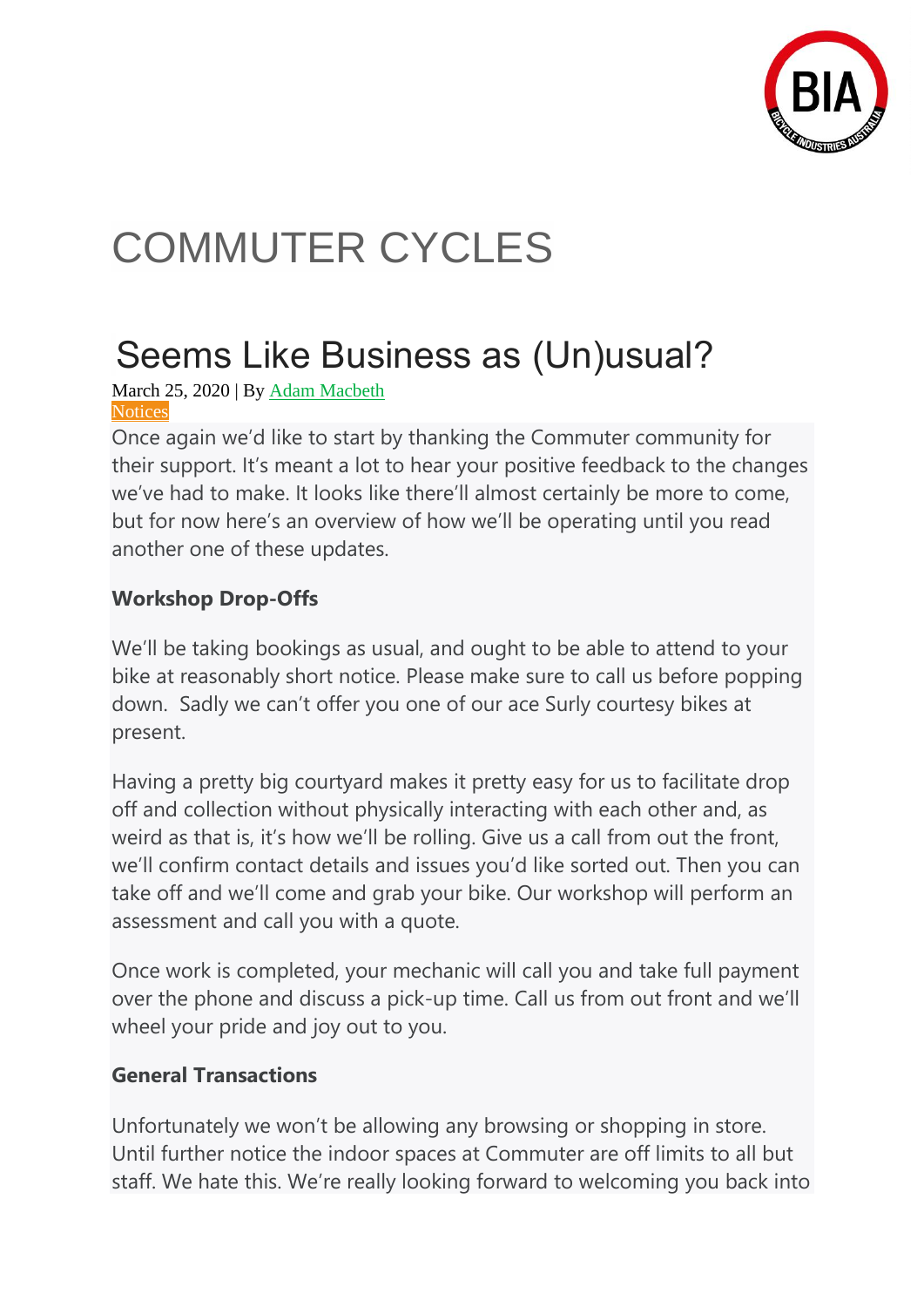# COMMUTER CYCLES

## Seems Like Business as (Un)usual?

March 25, 2020 | By Adam Macbeth

Notices

Once again we'd like to start by thanking the Commuter community for their support. It's meant a lot to hear your positive feedback to the changes we've had to make. It looks like there'll almost certainly be more to come, but for now here's an overview of how we'll be operating until you read another one of these updates.

**Workshop Drop-Offs**

We'll be taking bookings as usual, and ought to be able to attend to your bike at reasonably short notice. Please make sure to call us before popping down. Sadly we can't offer you one of our ace Surly courtesy bikes at present.

Having a pretty big courtyard makes it pretty easy for us to facilitate drop off and collection without physically interacting with each other and, as weird as that is, it's how we'll be rolling. Give us a call from out the front, we'll confirm contact details and issues you'd like sorted out. Then you can take off and we'll come and grab your bike. Our workshop will perform an assessment and call you with a quote.

Once work is completed, your mechanic will call you and take full payment over the phone and discuss a pick-up time. Call us from out front and we'll wheel your pride and joy out to you.

**General Transactions**

Unfortunately we won't be allowing any browsing or shopping in store. Until further notice the indoor spaces at Commuter are off limits to all but staff. We hate this. We're really looking forward to welcoming you back into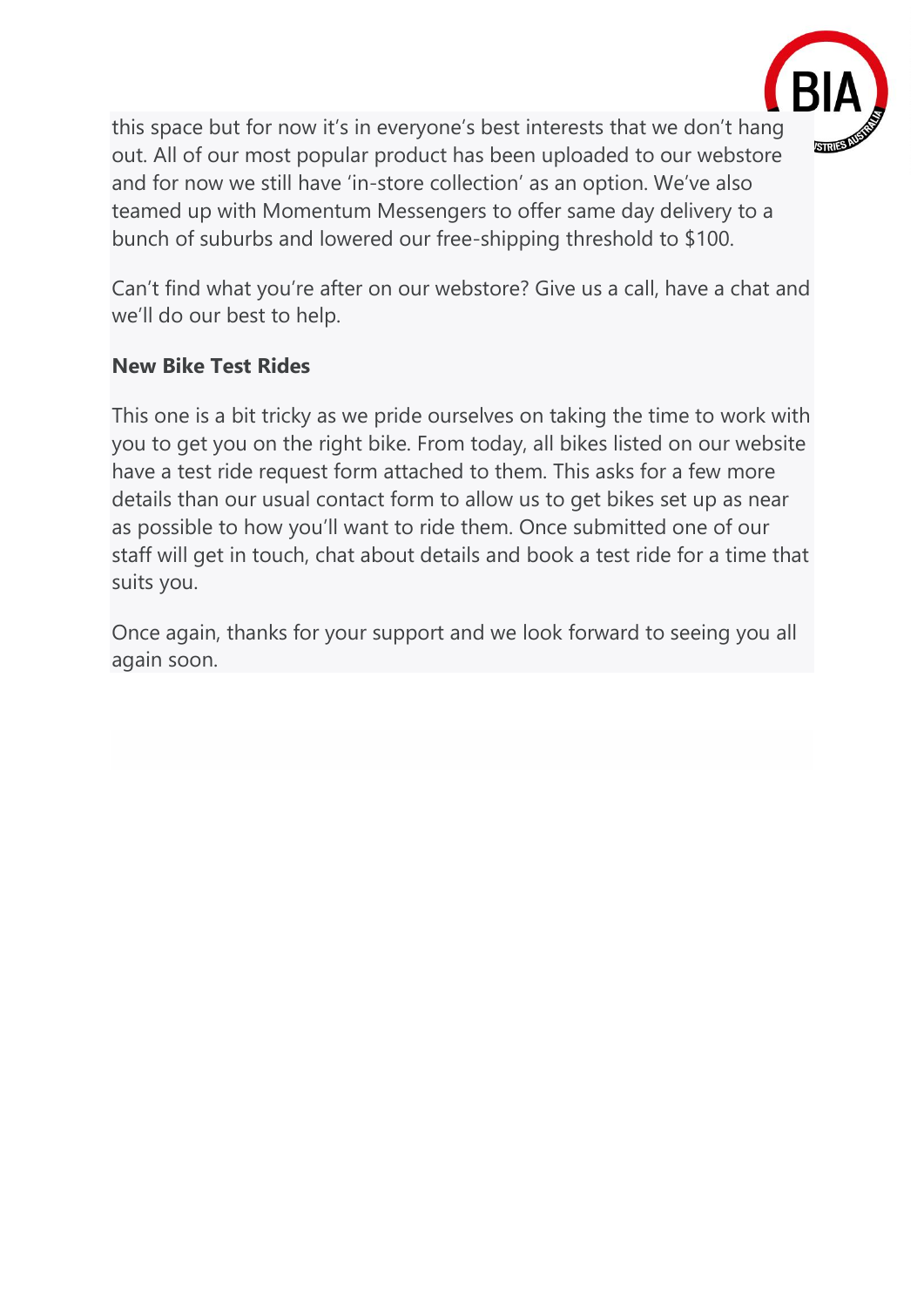this space but for now it's in everyone's best interests that we don't hang out. All of our most popular product has been uploaded to our webstore and for now we still have 'in-store collection' as an option. We've also teamed up with Momentum Messengers to offer same day delivery to a bunch of suburbs and lowered our free-shipping threshold to $100.

Can't find what you're after on our webstore? Give us a call, have a chat and we'll do our best to help.

**New Bike Test Rides**

This one is a bit tricky as we pride ourselves on taking the time to work with you to get you on the right bike. From today, all bikes listed on our website have a test ride request form attached to them. This asks for a few more details than our usual contact form to allow us to get bikes set up as near as possible to how you'll want to ride them. Once submitted one of our staff will get in touch, chat about details and book a test ride for a time that suits you.

Once again, thanks for your support and we look forward to seeing you all again soon.